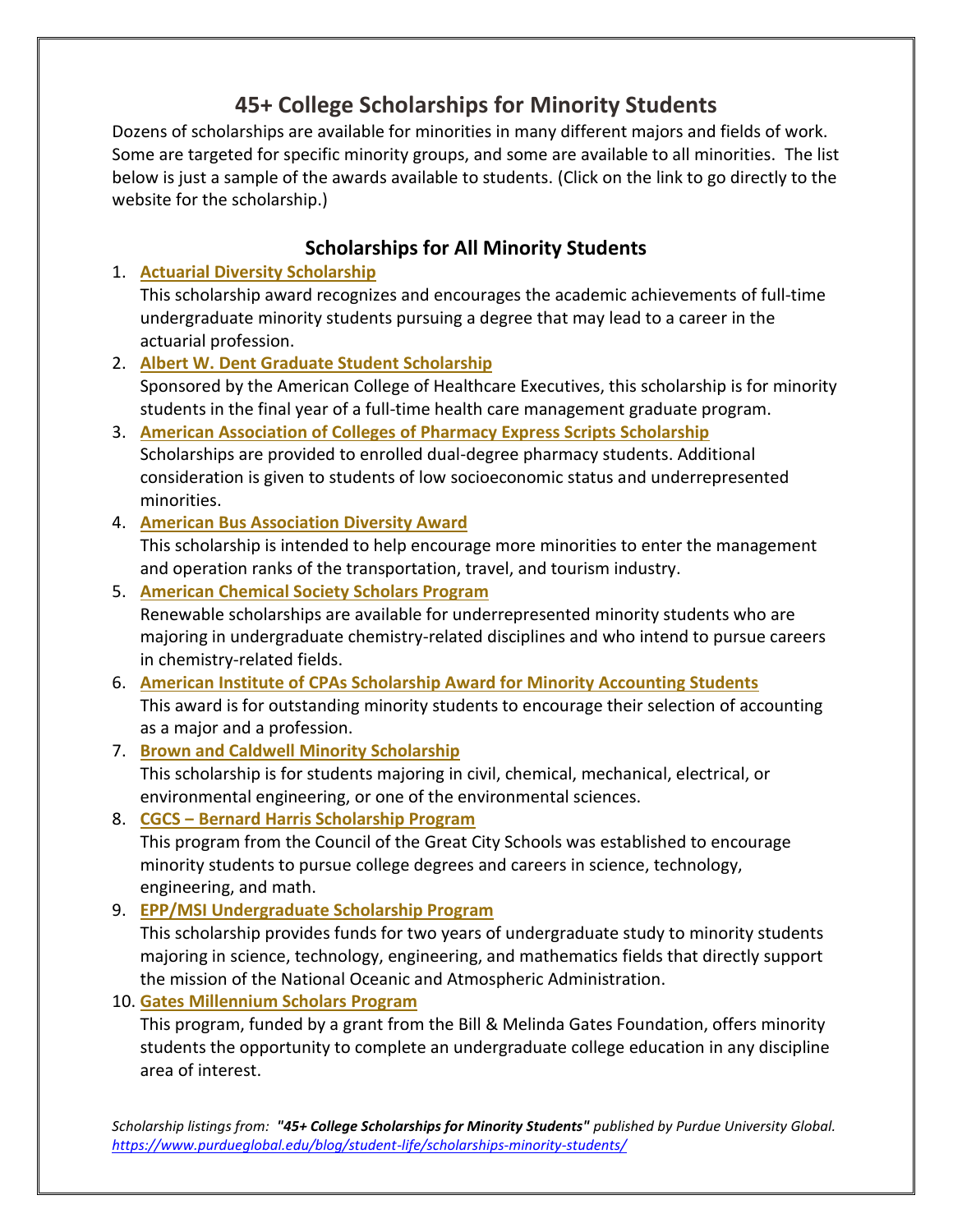# 45+ College Scholarships for Minority Students

Dozens of scholarships are available for minorities in many different majors and fields of work. Some are targeted for specific minority groups, and some are available to all minorities. The list below is just a sample of the awards available to students. (Click on the link to go directly to the website for the scholarship.)

## Scholarships for All Minority Students

1. **Actuarial Diversity Scholarship**
   This scholarship award recognizes and encourages the academic achievements of full-time undergraduate minority students pursuing a degree that may lead to a career in the actuarial profession.
2. **Albert W. Dent Graduate Student Scholarship**
   Sponsored by the American College of Healthcare Executives, this scholarship is for minority students in the final year of a full-time health care management graduate program.
3. **American Association of Colleges of Pharmacy Express Scripts Scholarship**
   Scholarships are provided to enrolled dual-degree pharmacy students. Additional consideration is given to students of low socioeconomic status and underrepresented minorities.
4. **American Bus Association Diversity Award**
   This scholarship is intended to help encourage more minorities to enter the management and operation ranks of the transportation, travel, and tourism industry.
5. **American Chemical Society Scholars Program**
   Renewable scholarships are available for underrepresented minority students who are majoring in undergraduate chemistry-related disciplines and who intend to pursue careers in chemistry-related fields.
6. **American Institute of CPAs Scholarship Award for Minority Accounting Students**
   This award is for outstanding minority students to encourage their selection of accounting as a major and a profession.
7. **Brown and Caldwell Minority Scholarship**
   This scholarship is for students majoring in civil, chemical, mechanical, electrical, or environmental engineering, or one of the environmental sciences.
8. **CGCS – Bernard Harris Scholarship Program**
   This program from the Council of the Great City Schools was established to encourage minority students to pursue college degrees and careers in science, technology, engineering, and math.
9. **EPP/MSI Undergraduate Scholarship Program**
   This scholarship provides funds for two years of undergraduate study to minority students majoring in science, technology, engineering, and mathematics fields that directly support the mission of the National Oceanic and Atmospheric Administration.
10. **Gates Millennium Scholars Program**
    This program, funded by a grant from the Bill & Melinda Gates Foundation, offers minority students the opportunity to complete an undergraduate college education in any discipline area of interest.

*Scholarship listings from:* ***"45+ College Scholarships for Minority Students"*** *published by Purdue University Global.*
*https://www.purdueglobal.edu/blog/student-life/scholarships-minority-students/*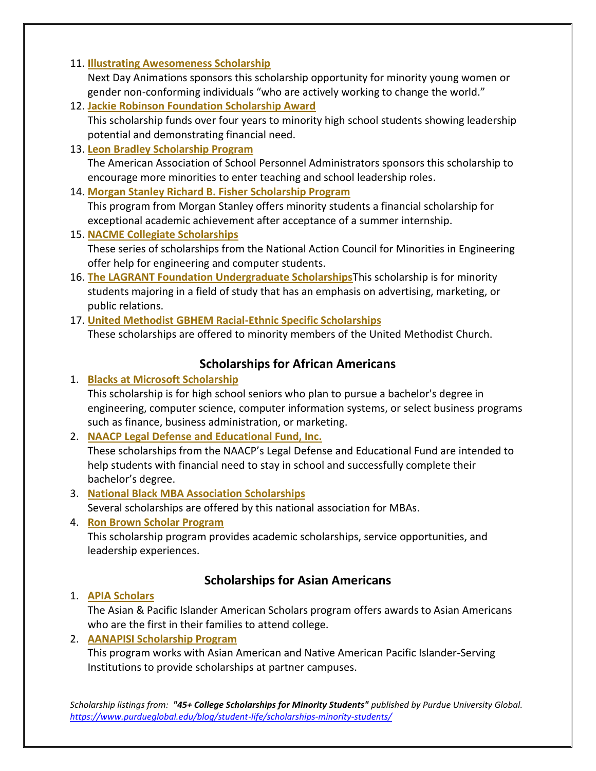11. **Illustrating Awesomeness Scholarship**
    Next Day Animations sponsors this scholarship opportunity for minority young women or gender non-conforming individuals "who are actively working to change the world."
12. **Jackie Robinson Foundation Scholarship Award**
    This scholarship funds over four years to minority high school students showing leadership potential and demonstrating financial need.
13. **Leon Bradley Scholarship Program**
    The American Association of School Personnel Administrators sponsors this scholarship to encourage more minorities to enter teaching and school leadership roles.
14. **Morgan Stanley Richard B. Fisher Scholarship Program**
    This program from Morgan Stanley offers minority students a financial scholarship for exceptional academic achievement after acceptance of a summer internship.
15. **NACME Collegiate Scholarships**
    These series of scholarships from the National Action Council for Minorities in Engineering offer help for engineering and computer students.
16. **The LAGRANT Foundation Undergraduate Scholarships**This scholarship is for minority students majoring in a field of study that has an emphasis on advertising, marketing, or public relations.
17. **United Methodist GBHEM Racial-Ethnic Specific Scholarships**
    These scholarships are offered to minority members of the United Methodist Church.

## Scholarships for African Americans

1. **Blacks at Microsoft Scholarship**
   This scholarship is for high school seniors who plan to pursue a bachelor's degree in engineering, computer science, computer information systems, or select business programs such as finance, business administration, or marketing.
2. **NAACP Legal Defense and Educational Fund, Inc.**
   These scholarships from the NAACP's Legal Defense and Educational Fund are intended to help students with financial need to stay in school and successfully complete their bachelor's degree.
3. **National Black MBA Association Scholarships**
   Several scholarships are offered by this national association for MBAs.
4. **Ron Brown Scholar Program**
   This scholarship program provides academic scholarships, service opportunities, and leadership experiences.

## Scholarships for Asian Americans

1. **APIA Scholars**
   The Asian & Pacific Islander American Scholars program offers awards to Asian Americans who are the first in their families to attend college.
2. **AANAPISI Scholarship Program**
   This program works with Asian American and Native American Pacific Islander-Serving Institutions to provide scholarships at partner campuses.

*Scholarship listings from:* ***"45+ College Scholarships for Minority Students"*** *published by Purdue University Global.*
*https://www.purdueglobal.edu/blog/student-life/scholarships-minority-students/*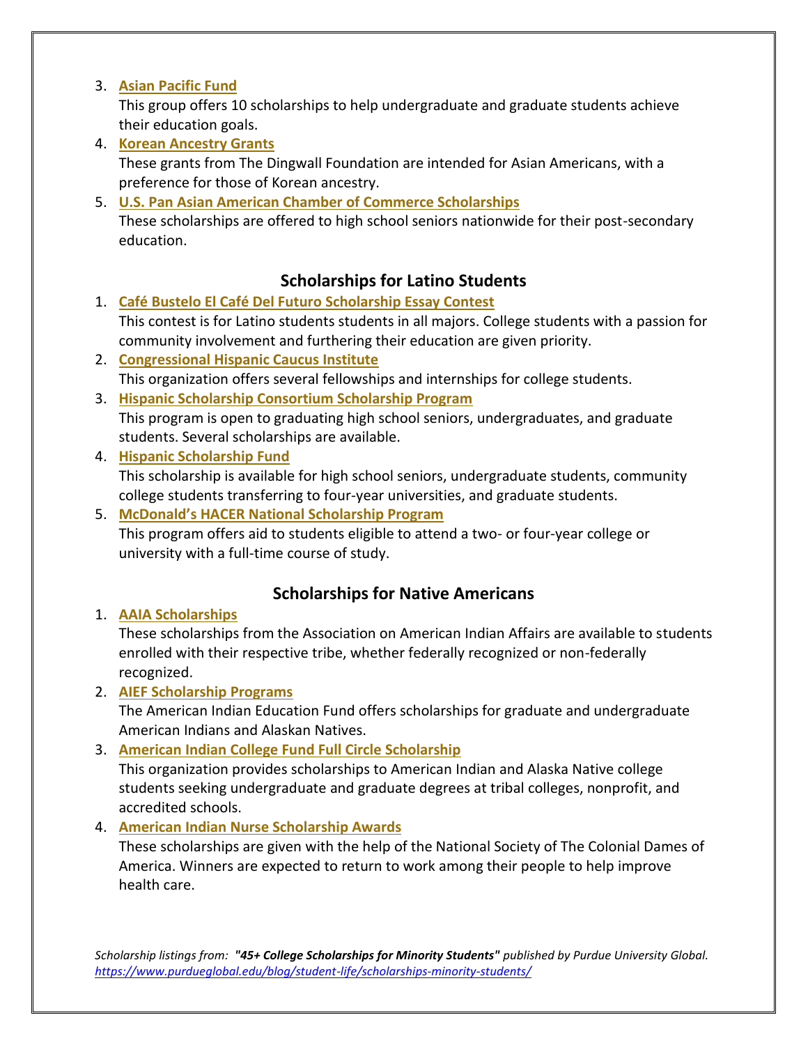3. **Asian Pacific Fund**
   This group offers 10 scholarships to help undergraduate and graduate students achieve their education goals.
4. **Korean Ancestry Grants**
   These grants from The Dingwall Foundation are intended for Asian Americans, with a preference for those of Korean ancestry.
5. **U.S. Pan Asian American Chamber of Commerce Scholarships**
   These scholarships are offered to high school seniors nationwide for their post-secondary education.

## Scholarships for Latino Students

1. **Café Bustelo El Café Del Futuro Scholarship Essay Contest**
   This contest is for Latino students students in all majors. College students with a passion for community involvement and furthering their education are given priority.
2. **Congressional Hispanic Caucus Institute**
   This organization offers several fellowships and internships for college students.
3. **Hispanic Scholarship Consortium Scholarship Program**
   This program is open to graduating high school seniors, undergraduates, and graduate students. Several scholarships are available.
4. **Hispanic Scholarship Fund**
   This scholarship is available for high school seniors, undergraduate students, community college students transferring to four-year universities, and graduate students.
5. **McDonald's HACER National Scholarship Program**
   This program offers aid to students eligible to attend a two- or four-year college or university with a full-time course of study.

## Scholarships for Native Americans

1. **AAIA Scholarships**
   These scholarships from the Association on American Indian Affairs are available to students enrolled with their respective tribe, whether federally recognized or non-federally recognized.
2. **AIEF Scholarship Programs**
   The American Indian Education Fund offers scholarships for graduate and undergraduate American Indians and Alaskan Natives.
3. **American Indian College Fund Full Circle Scholarship**
   This organization provides scholarships to American Indian and Alaska Native college students seeking undergraduate and graduate degrees at tribal colleges, nonprofit, and accredited schools.
4. **American Indian Nurse Scholarship Awards**
   These scholarships are given with the help of the National Society of The Colonial Dames of America. Winners are expected to return to work among their people to help improve health care.

*Scholarship listings from: **"45+ College Scholarships for Minority Students"** published by Purdue University Global.*
*https://www.purdueglobal.edu/blog/student-life/scholarships-minority-students/*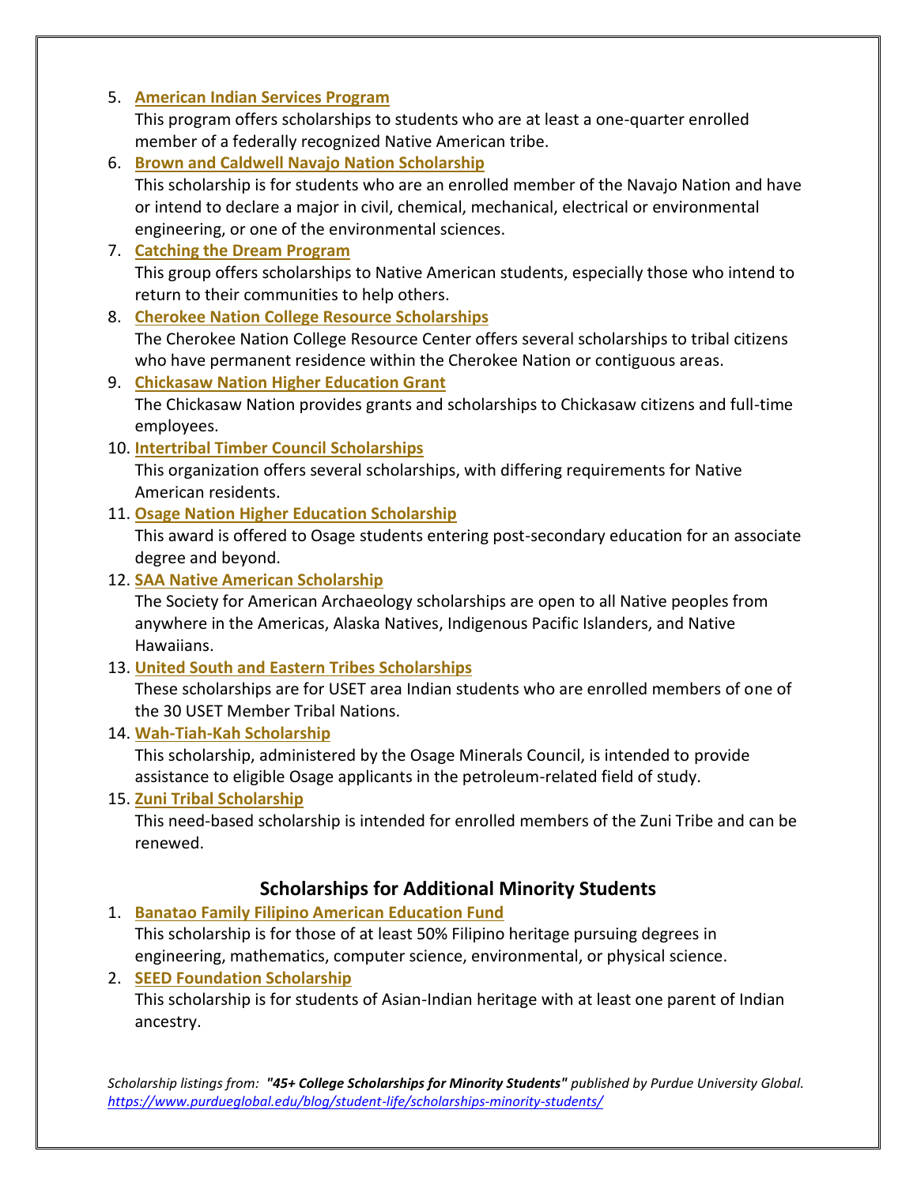5. **American Indian Services Program**

   This program offers scholarships to students who are at least a one-quarter enrolled member of a federally recognized Native American tribe.

6. **Brown and Caldwell Navajo Nation Scholarship**

   This scholarship is for students who are an enrolled member of the Navajo Nation and have or intend to declare a major in civil, chemical, mechanical, electrical or environmental engineering, or one of the environmental sciences.

7. **Catching the Dream Program**

   This group offers scholarships to Native American students, especially those who intend to return to their communities to help others.

8. **Cherokee Nation College Resource Scholarships**

   The Cherokee Nation College Resource Center offers several scholarships to tribal citizens who have permanent residence within the Cherokee Nation or contiguous areas.

9. **Chickasaw Nation Higher Education Grant**

   The Chickasaw Nation provides grants and scholarships to Chickasaw citizens and full-time employees.

10. **Intertribal Timber Council Scholarships**

    This organization offers several scholarships, with differing requirements for Native American residents.

11. **Osage Nation Higher Education Scholarship**

    This award is offered to Osage students entering post-secondary education for an associate degree and beyond.

12. **SAA Native American Scholarship**

    The Society for American Archaeology scholarships are open to all Native peoples from anywhere in the Americas, Alaska Natives, Indigenous Pacific Islanders, and Native Hawaiians.

13. **United South and Eastern Tribes Scholarships**

    These scholarships are for USET area Indian students who are enrolled members of one of the 30 USET Member Tribal Nations.

14. **Wah-Tiah-Kah Scholarship**

    This scholarship, administered by the Osage Minerals Council, is intended to provide assistance to eligible Osage applicants in the petroleum-related field of study.

15. **Zuni Tribal Scholarship**

    This need-based scholarship is intended for enrolled members of the Zuni Tribe and can be renewed.

## Scholarships for Additional Minority Students

1. **Banatao Family Filipino American Education Fund**

   This scholarship is for those of at least 50% Filipino heritage pursuing degrees in engineering, mathematics, computer science, environmental, or physical science.

2. **SEED Foundation Scholarship**

   This scholarship is for students of Asian-Indian heritage with at least one parent of Indian ancestry.

*Scholarship listings from: **"45+ College Scholarships for Minority Students"** published by Purdue University Global.*
*https://www.purdueglobal.edu/blog/student-life/scholarships-minority-students/*